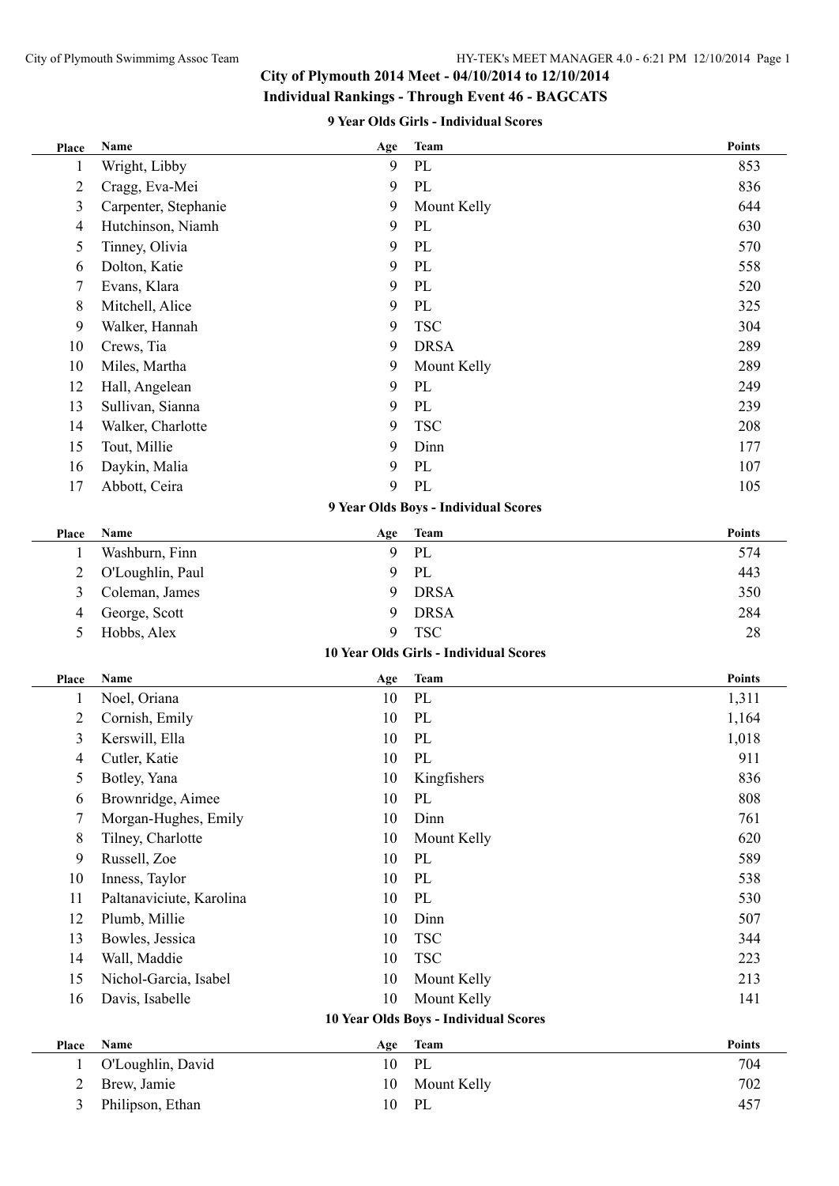# City of Plymouth 2014 Meet - 04/10/2014 to 12/10/2014

## Individual Rankings - Through Event 46 - BAGCATS

### 9 Year Olds Girls - Individual Scores

| Place | Name | Age | Team | Points |
|---|---|---|---|---|
| 1 | Wright, Libby | 9 | PL | 853 |
| 2 | Cragg, Eva-Mei | 9 | PL | 836 |
| 3 | Carpenter, Stephanie | 9 | Mount Kelly | 644 |
| 4 | Hutchinson, Niamh | 9 | PL | 630 |
| 5 | Tinney, Olivia | 9 | PL | 570 |
| 6 | Dolton, Katie | 9 | PL | 558 |
| 7 | Evans, Klara | 9 | PL | 520 |
| 8 | Mitchell, Alice | 9 | PL | 325 |
| 9 | Walker, Hannah | 9 | TSC | 304 |
| 10 | Crews, Tia | 9 | DRSA | 289 |
| 10 | Miles, Martha | 9 | Mount Kelly | 289 |
| 12 | Hall, Angelean | 9 | PL | 249 |
| 13 | Sullivan, Sianna | 9 | PL | 239 |
| 14 | Walker, Charlotte | 9 | TSC | 208 |
| 15 | Tout, Millie | 9 | Dinn | 177 |
| 16 | Daykin, Malia | 9 | PL | 107 |
| 17 | Abbott, Ceira | 9 | PL | 105 |

### 9 Year Olds Boys - Individual Scores

| Place | Name | Age | Team | Points |
|---|---|---|---|---|
| 1 | Washburn, Finn | 9 | PL | 574 |
| 2 | O'Loughlin, Paul | 9 | PL | 443 |
| 3 | Coleman, James | 9 | DRSA | 350 |
| 4 | George, Scott | 9 | DRSA | 284 |
| 5 | Hobbs, Alex | 9 | TSC | 28 |

### 10 Year Olds Girls - Individual Scores

| Place | Name | Age | Team | Points |
|---|---|---|---|---|
| 1 | Noel, Oriana | 10 | PL | 1,311 |
| 2 | Cornish, Emily | 10 | PL | 1,164 |
| 3 | Kerswill, Ella | 10 | PL | 1,018 |
| 4 | Cutler, Katie | 10 | PL | 911 |
| 5 | Botley, Yana | 10 | Kingfishers | 836 |
| 6 | Brownridge, Aimee | 10 | PL | 808 |
| 7 | Morgan-Hughes, Emily | 10 | Dinn | 761 |
| 8 | Tilney, Charlotte | 10 | Mount Kelly | 620 |
| 9 | Russell, Zoe | 10 | PL | 589 |
| 10 | Inness, Taylor | 10 | PL | 538 |
| 11 | Paltanaviciute, Karolina | 10 | PL | 530 |
| 12 | Plumb, Millie | 10 | Dinn | 507 |
| 13 | Bowles, Jessica | 10 | TSC | 344 |
| 14 | Wall, Maddie | 10 | TSC | 223 |
| 15 | Nichol-Garcia, Isabel | 10 | Mount Kelly | 213 |
| 16 | Davis, Isabelle | 10 | Mount Kelly | 141 |

### 10 Year Olds Boys - Individual Scores

| Place | Name | Age | Team | Points |
|---|---|---|---|---|
| 1 | O'Loughlin, David | 10 | PL | 704 |
| 2 | Brew, Jamie | 10 | Mount Kelly | 702 |
| 3 | Philipson, Ethan | 10 | PL | 457 |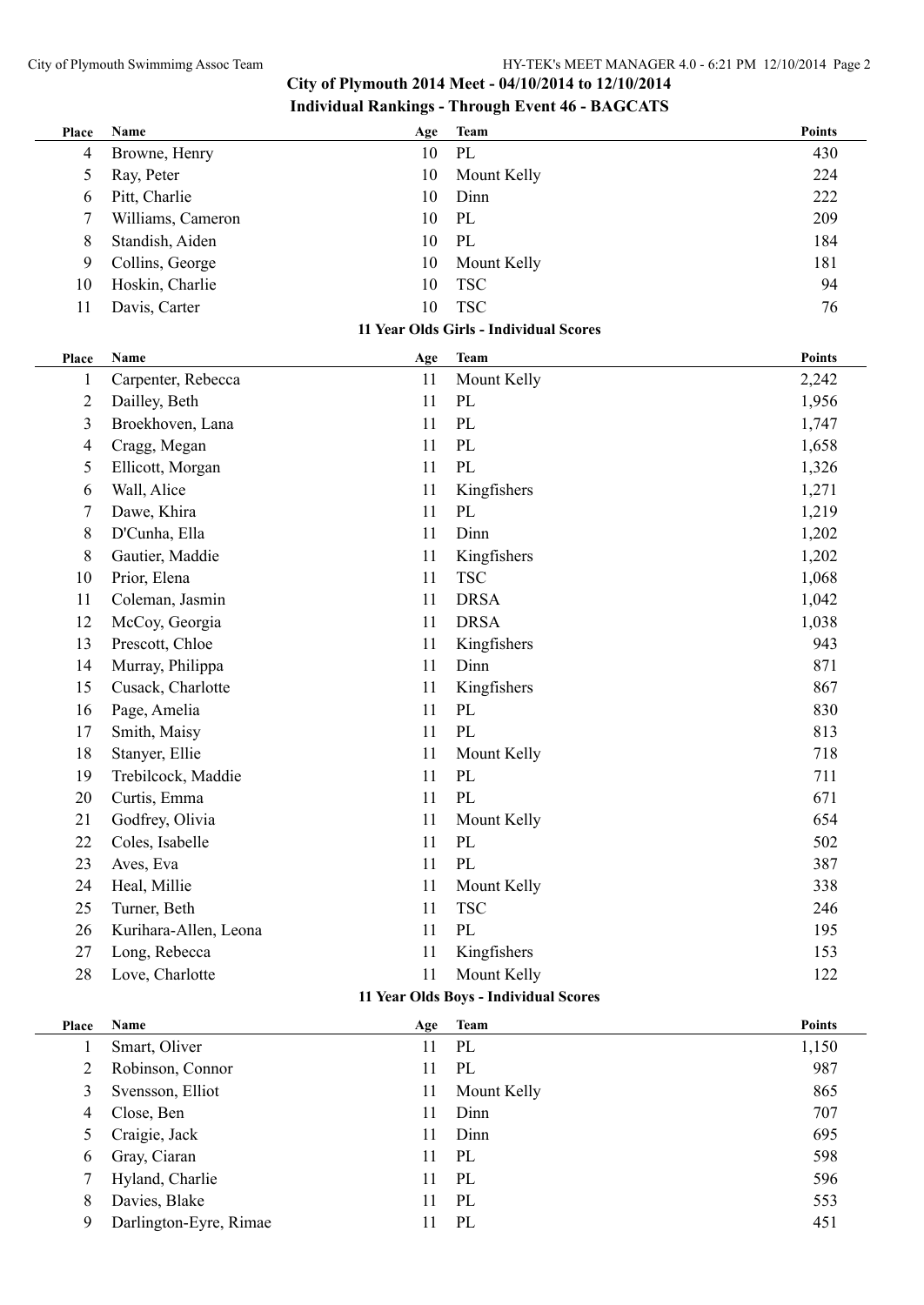## City of Plymouth 2014 Meet - 04/10/2014 to 12/10/2014

### Individual Rankings - Through Event 46 - BAGCATS

| Place | Name | Age | Team | Points |
|---|---|---|---|---|
| 4 | Browne, Henry | 10 | PL | 430 |
| 5 | Ray, Peter | 10 | Mount Kelly | 224 |
| 6 | Pitt, Charlie | 10 | Dinn | 222 |
| 7 | Williams, Cameron | 10 | PL | 209 |
| 8 | Standish, Aiden | 10 | PL | 184 |
| 9 | Collins, George | 10 | Mount Kelly | 181 |
| 10 | Hoskin, Charlie | 10 | TSC | 94 |
| 11 | Davis, Carter | 10 | TSC | 76 |

#### 11 Year Olds Girls - Individual Scores

| Place | Name | Age | Team | Points |
|---|---|---|---|---|
| 1 | Carpenter, Rebecca | 11 | Mount Kelly | 2,242 |
| 2 | Dailley, Beth | 11 | PL | 1,956 |
| 3 | Broekhoven, Lana | 11 | PL | 1,747 |
| 4 | Cragg, Megan | 11 | PL | 1,658 |
| 5 | Ellicott, Morgan | 11 | PL | 1,326 |
| 6 | Wall, Alice | 11 | Kingfishers | 1,271 |
| 7 | Dawe, Khira | 11 | PL | 1,219 |
| 8 | D'Cunha, Ella | 11 | Dinn | 1,202 |
| 8 | Gautier, Maddie | 11 | Kingfishers | 1,202 |
| 10 | Prior, Elena | 11 | TSC | 1,068 |
| 11 | Coleman, Jasmin | 11 | DRSA | 1,042 |
| 12 | McCoy, Georgia | 11 | DRSA | 1,038 |
| 13 | Prescott, Chloe | 11 | Kingfishers | 943 |
| 14 | Murray, Philippa | 11 | Dinn | 871 |
| 15 | Cusack, Charlotte | 11 | Kingfishers | 867 |
| 16 | Page, Amelia | 11 | PL | 830 |
| 17 | Smith, Maisy | 11 | PL | 813 |
| 18 | Stanyer, Ellie | 11 | Mount Kelly | 718 |
| 19 | Trebilcock, Maddie | 11 | PL | 711 |
| 20 | Curtis, Emma | 11 | PL | 671 |
| 21 | Godfrey, Olivia | 11 | Mount Kelly | 654 |
| 22 | Coles, Isabelle | 11 | PL | 502 |
| 23 | Aves, Eva | 11 | PL | 387 |
| 24 | Heal, Millie | 11 | Mount Kelly | 338 |
| 25 | Turner, Beth | 11 | TSC | 246 |
| 26 | Kurihara-Allen, Leona | 11 | PL | 195 |
| 27 | Long, Rebecca | 11 | Kingfishers | 153 |
| 28 | Love, Charlotte | 11 | Mount Kelly | 122 |

#### 11 Year Olds Boys - Individual Scores

| Place | Name | Age | Team | Points |
|---|---|---|---|---|
| 1 | Smart, Oliver | 11 | PL | 1,150 |
| 2 | Robinson, Connor | 11 | PL | 987 |
| 3 | Svensson, Elliot | 11 | Mount Kelly | 865 |
| 4 | Close, Ben | 11 | Dinn | 707 |
| 5 | Craigie, Jack | 11 | Dinn | 695 |
| 6 | Gray, Ciaran | 11 | PL | 598 |
| 7 | Hyland, Charlie | 11 | PL | 596 |
| 8 | Davies, Blake | 11 | PL | 553 |
| 9 | Darlington-Eyre, Rimae | 11 | PL | 451 |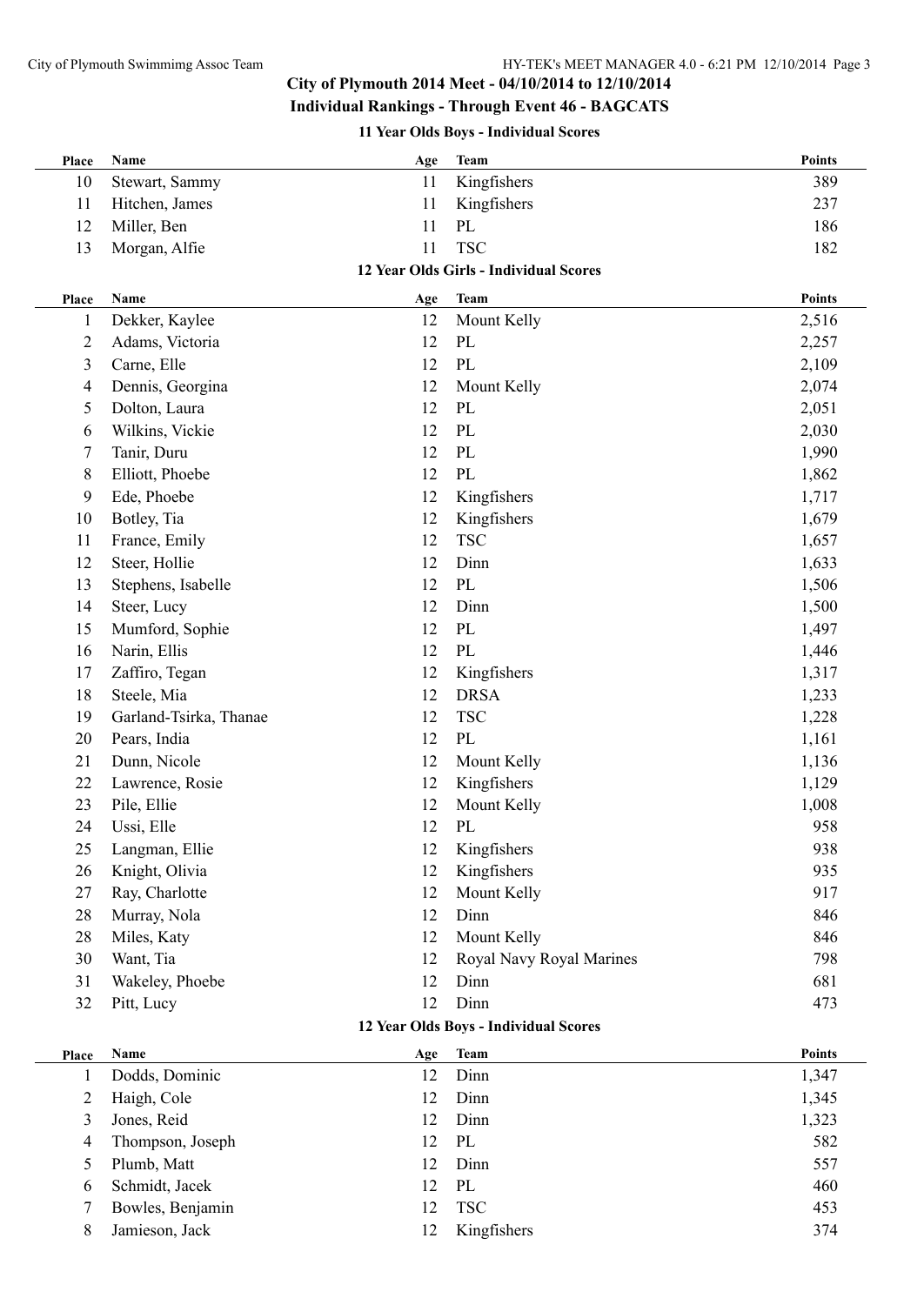## City of Plymouth 2014 Meet - 04/10/2014 to 12/10/2014

### Individual Rankings - Through Event 46 - BAGCATS

#### 11 Year Olds Boys - Individual Scores

| Place | Name | Age | Team | Points |
|---|---|---|---|---|
| 10 | Stewart, Sammy | 11 | Kingfishers | 389 |
| 11 | Hitchen, James | 11 | Kingfishers | 237 |
| 12 | Miller, Ben | 11 | PL | 186 |
| 13 | Morgan, Alfie | 11 | TSC | 182 |

#### 12 Year Olds Girls - Individual Scores

| Place | Name | Age | Team | Points |
|---|---|---|---|---|
| 1 | Dekker, Kaylee | 12 | Mount Kelly | 2,516 |
| 2 | Adams, Victoria | 12 | PL | 2,257 |
| 3 | Carne, Elle | 12 | PL | 2,109 |
| 4 | Dennis, Georgina | 12 | Mount Kelly | 2,074 |
| 5 | Dolton, Laura | 12 | PL | 2,051 |
| 6 | Wilkins, Vickie | 12 | PL | 2,030 |
| 7 | Tanir, Duru | 12 | PL | 1,990 |
| 8 | Elliott, Phoebe | 12 | PL | 1,862 |
| 9 | Ede, Phoebe | 12 | Kingfishers | 1,717 |
| 10 | Botley, Tia | 12 | Kingfishers | 1,679 |
| 11 | France, Emily | 12 | TSC | 1,657 |
| 12 | Steer, Hollie | 12 | Dinn | 1,633 |
| 13 | Stephens, Isabelle | 12 | PL | 1,506 |
| 14 | Steer, Lucy | 12 | Dinn | 1,500 |
| 15 | Mumford, Sophie | 12 | PL | 1,497 |
| 16 | Narin, Ellis | 12 | PL | 1,446 |
| 17 | Zaffiro, Tegan | 12 | Kingfishers | 1,317 |
| 18 | Steele, Mia | 12 | DRSA | 1,233 |
| 19 | Garland-Tsirka, Thanae | 12 | TSC | 1,228 |
| 20 | Pears, India | 12 | PL | 1,161 |
| 21 | Dunn, Nicole | 12 | Mount Kelly | 1,136 |
| 22 | Lawrence, Rosie | 12 | Kingfishers | 1,129 |
| 23 | Pile, Ellie | 12 | Mount Kelly | 1,008 |
| 24 | Ussi, Elle | 12 | PL | 958 |
| 25 | Langman, Ellie | 12 | Kingfishers | 938 |
| 26 | Knight, Olivia | 12 | Kingfishers | 935 |
| 27 | Ray, Charlotte | 12 | Mount Kelly | 917 |
| 28 | Murray, Nola | 12 | Dinn | 846 |
| 28 | Miles, Katy | 12 | Mount Kelly | 846 |
| 30 | Want, Tia | 12 | Royal Navy Royal Marines | 798 |
| 31 | Wakeley, Phoebe | 12 | Dinn | 681 |
| 32 | Pitt, Lucy | 12 | Dinn | 473 |

#### 12 Year Olds Boys - Individual Scores

| Place | Name | Age | Team | Points |
|---|---|---|---|---|
| 1 | Dodds, Dominic | 12 | Dinn | 1,347 |
| 2 | Haigh, Cole | 12 | Dinn | 1,345 |
| 3 | Jones, Reid | 12 | Dinn | 1,323 |
| 4 | Thompson, Joseph | 12 | PL | 582 |
| 5 | Plumb, Matt | 12 | Dinn | 557 |
| 6 | Schmidt, Jacek | 12 | PL | 460 |
| 7 | Bowles, Benjamin | 12 | TSC | 453 |
| 8 | Jamieson, Jack | 12 | Kingfishers | 374 |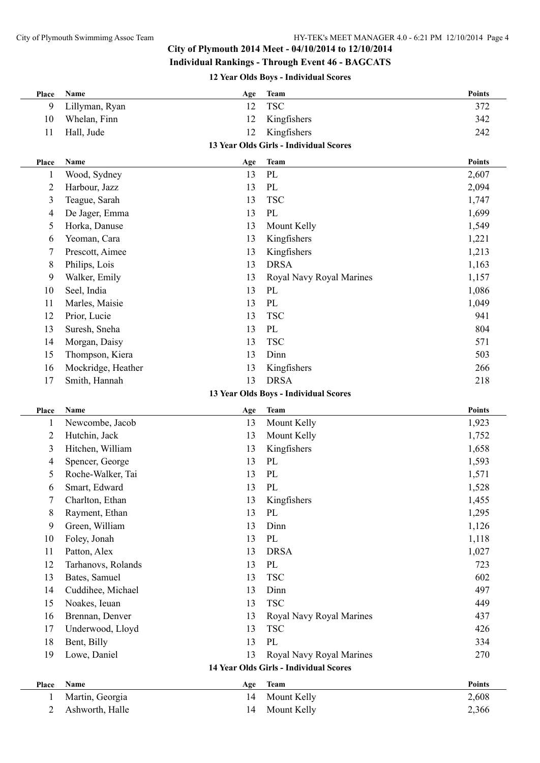## City of Plymouth 2014 Meet - 04/10/2014 to 12/10/2014

### Individual Rankings - Through Event 46 - BAGCATS

#### 12 Year Olds Boys - Individual Scores

| Place | Name | Age | Team | Points |
|---|---|---|---|---|
| 9 | Lillyman, Ryan | 12 | TSC | 372 |
| 10 | Whelan, Finn | 12 | Kingfishers | 342 |
| 11 | Hall, Jude | 12 | Kingfishers | 242 |

#### 13 Year Olds Girls - Individual Scores

| Place | Name | Age | Team | Points |
|---|---|---|---|---|
| 1 | Wood, Sydney | 13 | PL | 2,607 |
| 2 | Harbour, Jazz | 13 | PL | 2,094 |
| 3 | Teague, Sarah | 13 | TSC | 1,747 |
| 4 | De Jager, Emma | 13 | PL | 1,699 |
| 5 | Horka, Danuse | 13 | Mount Kelly | 1,549 |
| 6 | Yeoman, Cara | 13 | Kingfishers | 1,221 |
| 7 | Prescott, Aimee | 13 | Kingfishers | 1,213 |
| 8 | Philips, Lois | 13 | DRSA | 1,163 |
| 9 | Walker, Emily | 13 | Royal Navy Royal Marines | 1,157 |
| 10 | Seel, India | 13 | PL | 1,086 |
| 11 | Marles, Maisie | 13 | PL | 1,049 |
| 12 | Prior, Lucie | 13 | TSC | 941 |
| 13 | Suresh, Sneha | 13 | PL | 804 |
| 14 | Morgan, Daisy | 13 | TSC | 571 |
| 15 | Thompson, Kiera | 13 | Dinn | 503 |
| 16 | Mockridge, Heather | 13 | Kingfishers | 266 |
| 17 | Smith, Hannah | 13 | DRSA | 218 |

#### 13 Year Olds Boys - Individual Scores

| Place | Name | Age | Team | Points |
|---|---|---|---|---|
| 1 | Newcombe, Jacob | 13 | Mount Kelly | 1,923 |
| 2 | Hutchin, Jack | 13 | Mount Kelly | 1,752 |
| 3 | Hitchen, William | 13 | Kingfishers | 1,658 |
| 4 | Spencer, George | 13 | PL | 1,593 |
| 5 | Roche-Walker, Tai | 13 | PL | 1,571 |
| 6 | Smart, Edward | 13 | PL | 1,528 |
| 7 | Charlton, Ethan | 13 | Kingfishers | 1,455 |
| 8 | Rayment, Ethan | 13 | PL | 1,295 |
| 9 | Green, William | 13 | Dinn | 1,126 |
| 10 | Foley, Jonah | 13 | PL | 1,118 |
| 11 | Patton, Alex | 13 | DRSA | 1,027 |
| 12 | Tarhanovs, Rolands | 13 | PL | 723 |
| 13 | Bates, Samuel | 13 | TSC | 602 |
| 14 | Cuddihee, Michael | 13 | Dinn | 497 |
| 15 | Noakes, Ieuan | 13 | TSC | 449 |
| 16 | Brennan, Denver | 13 | Royal Navy Royal Marines | 437 |
| 17 | Underwood, Lloyd | 13 | TSC | 426 |
| 18 | Bent, Billy | 13 | PL | 334 |
| 19 | Lowe, Daniel | 13 | Royal Navy Royal Marines | 270 |

#### 14 Year Olds Girls - Individual Scores

| Place | Name | Age | Team | Points |
|---|---|---|---|---|
| 1 | Martin, Georgia | 14 | Mount Kelly | 2,608 |
| 2 | Ashworth, Halle | 14 | Mount Kelly | 2,366 |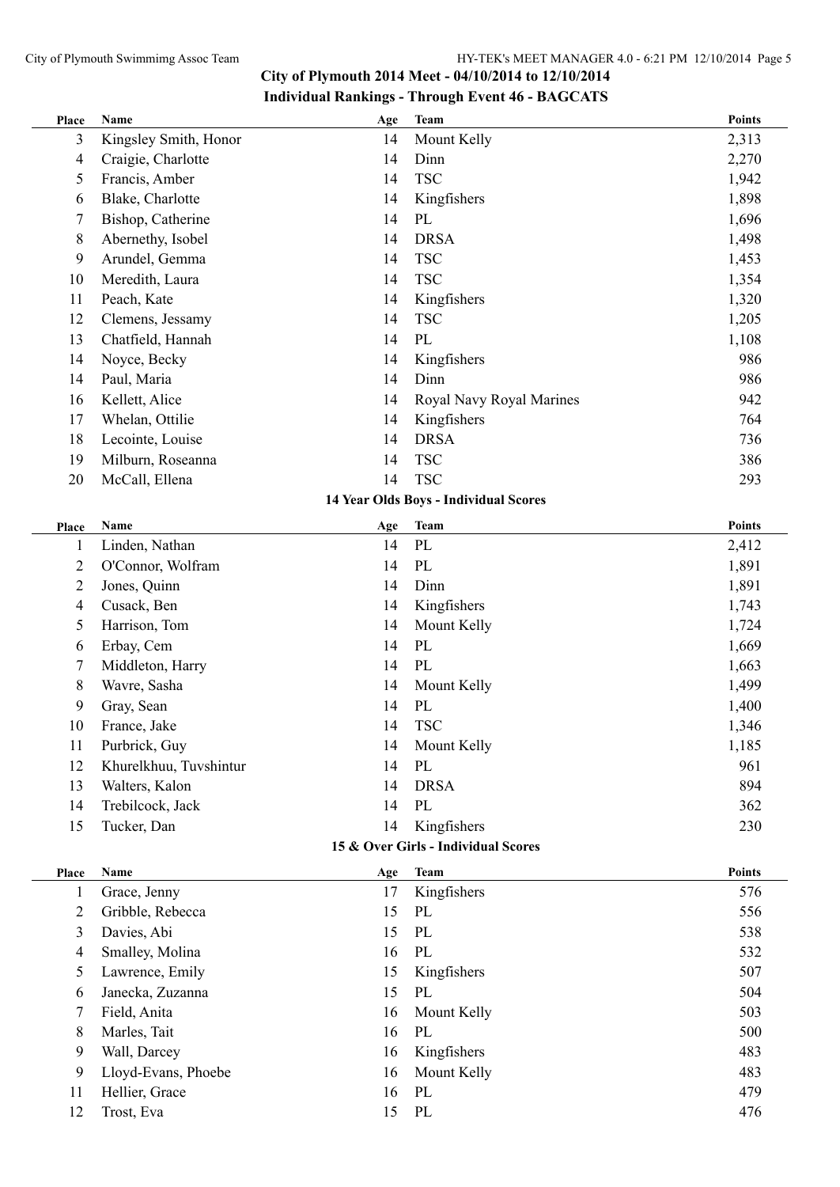**City of Plymouth 2014 Meet - 04/10/2014 to 12/10/2014**

**Individual Rankings - Through Event 46 - BAGCATS**

| Place | Name | Age | Team | Points |
|---|---|---|---|---|
| 3 | Kingsley Smith, Honor | 14 | Mount Kelly | 2,313 |
| 4 | Craigie, Charlotte | 14 | Dinn | 2,270 |
| 5 | Francis, Amber | 14 | TSC | 1,942 |
| 6 | Blake, Charlotte | 14 | Kingfishers | 1,898 |
| 7 | Bishop, Catherine | 14 | PL | 1,696 |
| 8 | Abernethy, Isobel | 14 | DRSA | 1,498 |
| 9 | Arundel, Gemma | 14 | TSC | 1,453 |
| 10 | Meredith, Laura | 14 | TSC | 1,354 |
| 11 | Peach, Kate | 14 | Kingfishers | 1,320 |
| 12 | Clemens, Jessamy | 14 | TSC | 1,205 |
| 13 | Chatfield, Hannah | 14 | PL | 1,108 |
| 14 | Noyce, Becky | 14 | Kingfishers | 986 |
| 14 | Paul, Maria | 14 | Dinn | 986 |
| 16 | Kellett, Alice | 14 | Royal Navy Royal Marines | 942 |
| 17 | Whelan, Ottilie | 14 | Kingfishers | 764 |
| 18 | Lecointe, Louise | 14 | DRSA | 736 |
| 19 | Milburn, Roseanna | 14 | TSC | 386 |
| 20 | McCall, Ellena | 14 | TSC | 293 |

**14 Year Olds Boys - Individual Scores**

| Place | Name | Age | Team | Points |
|---|---|---|---|---|
| 1 | Linden, Nathan | 14 | PL | 2,412 |
| 2 | O'Connor, Wolfram | 14 | PL | 1,891 |
| 2 | Jones, Quinn | 14 | Dinn | 1,891 |
| 4 | Cusack, Ben | 14 | Kingfishers | 1,743 |
| 5 | Harrison, Tom | 14 | Mount Kelly | 1,724 |
| 6 | Erbay, Cem | 14 | PL | 1,669 |
| 7 | Middleton, Harry | 14 | PL | 1,663 |
| 8 | Wavre, Sasha | 14 | Mount Kelly | 1,499 |
| 9 | Gray, Sean | 14 | PL | 1,400 |
| 10 | France, Jake | 14 | TSC | 1,346 |
| 11 | Purbrick, Guy | 14 | Mount Kelly | 1,185 |
| 12 | Khurelkhuu, Tuvshintur | 14 | PL | 961 |
| 13 | Walters, Kalon | 14 | DRSA | 894 |
| 14 | Trebilcock, Jack | 14 | PL | 362 |
| 15 | Tucker, Dan | 14 | Kingfishers | 230 |

**15 & Over Girls - Individual Scores**

| Place | Name | Age | Team | Points |
|---|---|---|---|---|
| 1 | Grace, Jenny | 17 | Kingfishers | 576 |
| 2 | Gribble, Rebecca | 15 | PL | 556 |
| 3 | Davies, Abi | 15 | PL | 538 |
| 4 | Smalley, Molina | 16 | PL | 532 |
| 5 | Lawrence, Emily | 15 | Kingfishers | 507 |
| 6 | Janecka, Zuzanna | 15 | PL | 504 |
| 7 | Field, Anita | 16 | Mount Kelly | 503 |
| 8 | Marles, Tait | 16 | PL | 500 |
| 9 | Wall, Darcey | 16 | Kingfishers | 483 |
| 9 | Lloyd-Evans, Phoebe | 16 | Mount Kelly | 483 |
| 11 | Hellier, Grace | 16 | PL | 479 |
| 12 | Trost, Eva | 15 | PL | 476 |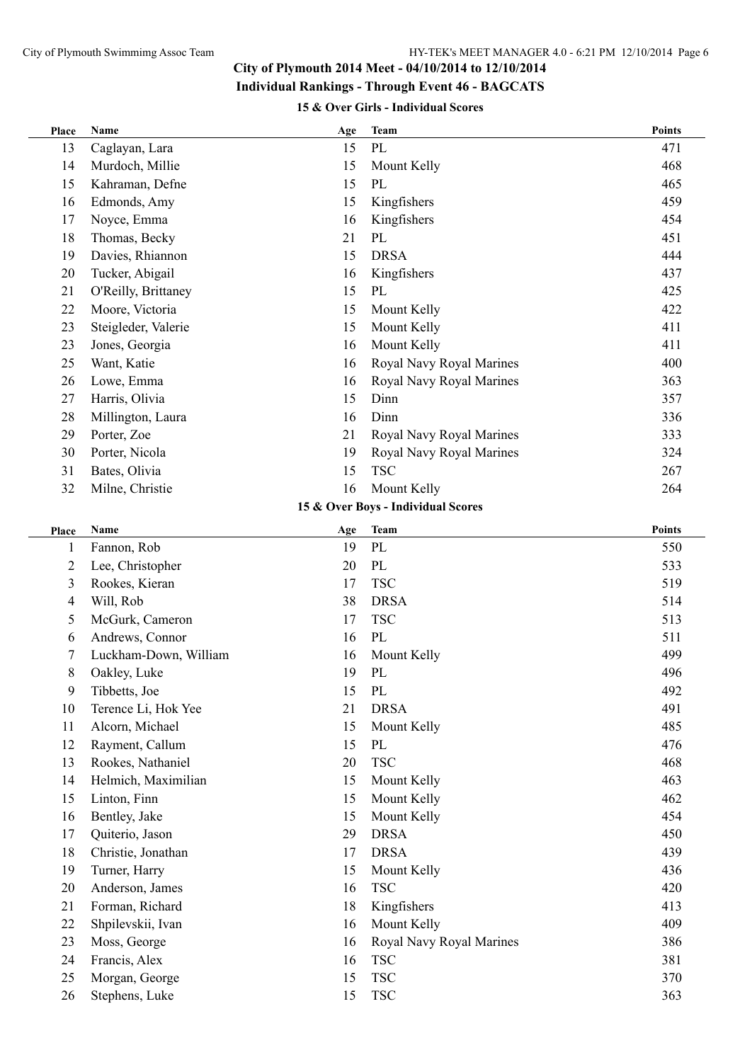**City of Plymouth 2014 Meet - 04/10/2014 to 12/10/2014**

**Individual Rankings - Through Event 46 - BAGCATS**

### 15 & Over Girls - Individual Scores

| Place | Name | Age | Team | Points |
|---|---|---|---|---|
| 13 | Caglayan, Lara | 15 | PL | 471 |
| 14 | Murdoch, Millie | 15 | Mount Kelly | 468 |
| 15 | Kahraman, Defne | 15 | PL | 465 |
| 16 | Edmonds, Amy | 15 | Kingfishers | 459 |
| 17 | Noyce, Emma | 16 | Kingfishers | 454 |
| 18 | Thomas, Becky | 21 | PL | 451 |
| 19 | Davies, Rhiannon | 15 | DRSA | 444 |
| 20 | Tucker, Abigail | 16 | Kingfishers | 437 |
| 21 | O'Reilly, Brittaney | 15 | PL | 425 |
| 22 | Moore, Victoria | 15 | Mount Kelly | 422 |
| 23 | Steigleder, Valerie | 15 | Mount Kelly | 411 |
| 23 | Jones, Georgia | 16 | Mount Kelly | 411 |
| 25 | Want, Katie | 16 | Royal Navy Royal Marines | 400 |
| 26 | Lowe, Emma | 16 | Royal Navy Royal Marines | 363 |
| 27 | Harris, Olivia | 15 | Dinn | 357 |
| 28 | Millington, Laura | 16 | Dinn | 336 |
| 29 | Porter, Zoe | 21 | Royal Navy Royal Marines | 333 |
| 30 | Porter, Nicola | 19 | Royal Navy Royal Marines | 324 |
| 31 | Bates, Olivia | 15 | TSC | 267 |
| 32 | Milne, Christie | 16 | Mount Kelly | 264 |

### 15 & Over Boys - Individual Scores

| Place | Name | Age | Team | Points |
|---|---|---|---|---|
| 1 | Fannon, Rob | 19 | PL | 550 |
| 2 | Lee, Christopher | 20 | PL | 533 |
| 3 | Rookes, Kieran | 17 | TSC | 519 |
| 4 | Will, Rob | 38 | DRSA | 514 |
| 5 | McGurk, Cameron | 17 | TSC | 513 |
| 6 | Andrews, Connor | 16 | PL | 511 |
| 7 | Luckham-Down, William | 16 | Mount Kelly | 499 |
| 8 | Oakley, Luke | 19 | PL | 496 |
| 9 | Tibbetts, Joe | 15 | PL | 492 |
| 10 | Terence Li, Hok Yee | 21 | DRSA | 491 |
| 11 | Alcorn, Michael | 15 | Mount Kelly | 485 |
| 12 | Rayment, Callum | 15 | PL | 476 |
| 13 | Rookes, Nathaniel | 20 | TSC | 468 |
| 14 | Helmich, Maximilian | 15 | Mount Kelly | 463 |
| 15 | Linton, Finn | 15 | Mount Kelly | 462 |
| 16 | Bentley, Jake | 15 | Mount Kelly | 454 |
| 17 | Quiterio, Jason | 29 | DRSA | 450 |
| 18 | Christie, Jonathan | 17 | DRSA | 439 |
| 19 | Turner, Harry | 15 | Mount Kelly | 436 |
| 20 | Anderson, James | 16 | TSC | 420 |
| 21 | Forman, Richard | 18 | Kingfishers | 413 |
| 22 | Shpilevskii, Ivan | 16 | Mount Kelly | 409 |
| 23 | Moss, George | 16 | Royal Navy Royal Marines | 386 |
| 24 | Francis, Alex | 16 | TSC | 381 |
| 25 | Morgan, George | 15 | TSC | 370 |
| 26 | Stephens, Luke | 15 | TSC | 363 |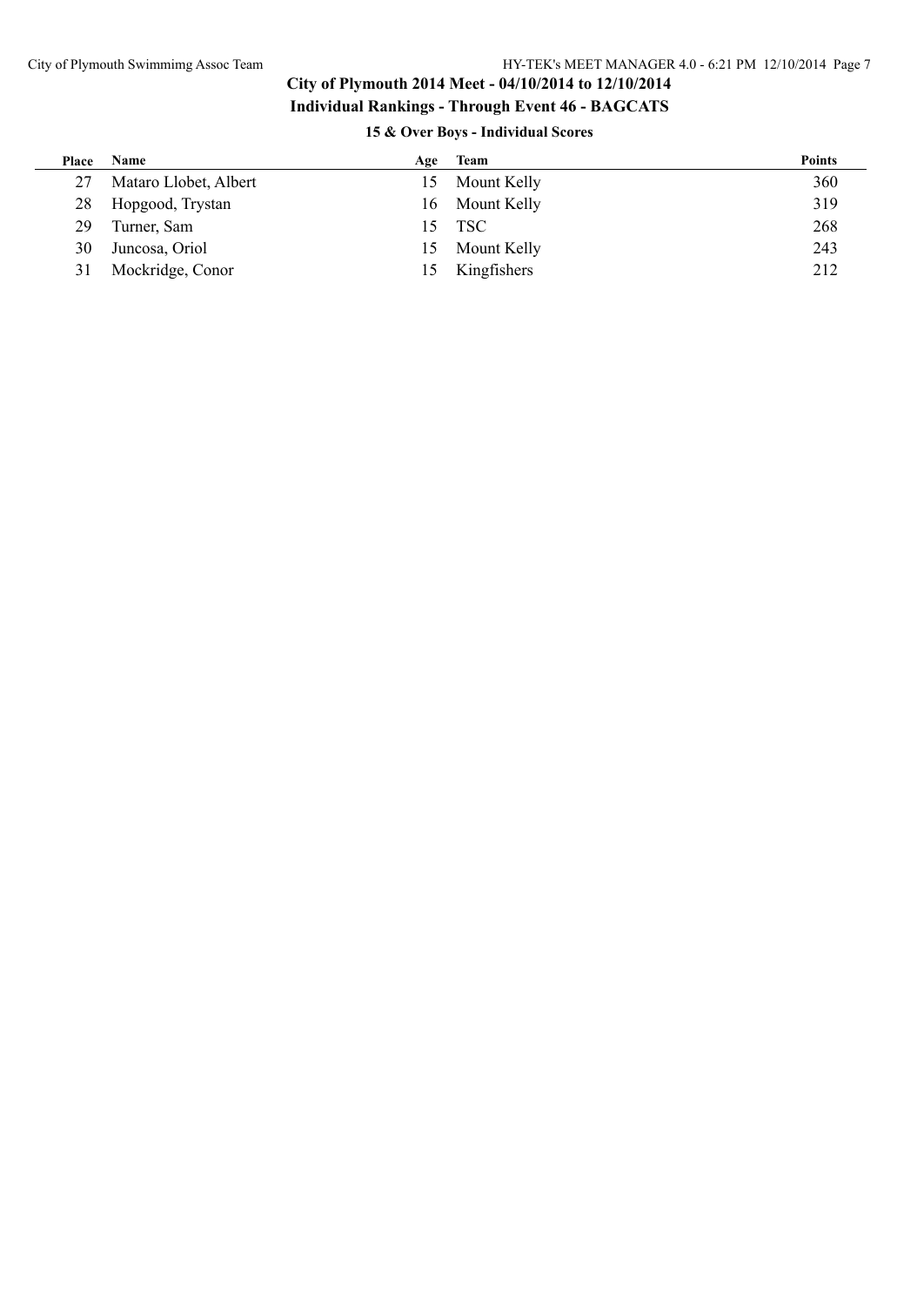## City of Plymouth 2014 Meet - 04/10/2014 to 12/10/2014

### Individual Rankings - Through Event 46 - BAGCATS

#### 15 & Over Boys - Individual Scores

| Place | Name | Age | Team | Points |
|---|---|---|---|---|
| 27 | Mataro Llobet, Albert | 15 | Mount Kelly | 360 |
| 28 | Hopgood, Trystan | 16 | Mount Kelly | 319 |
| 29 | Turner, Sam | 15 | TSC | 268 |
| 30 | Juncosa, Oriol | 15 | Mount Kelly | 243 |
| 31 | Mockridge, Conor | 15 | Kingfishers | 212 |